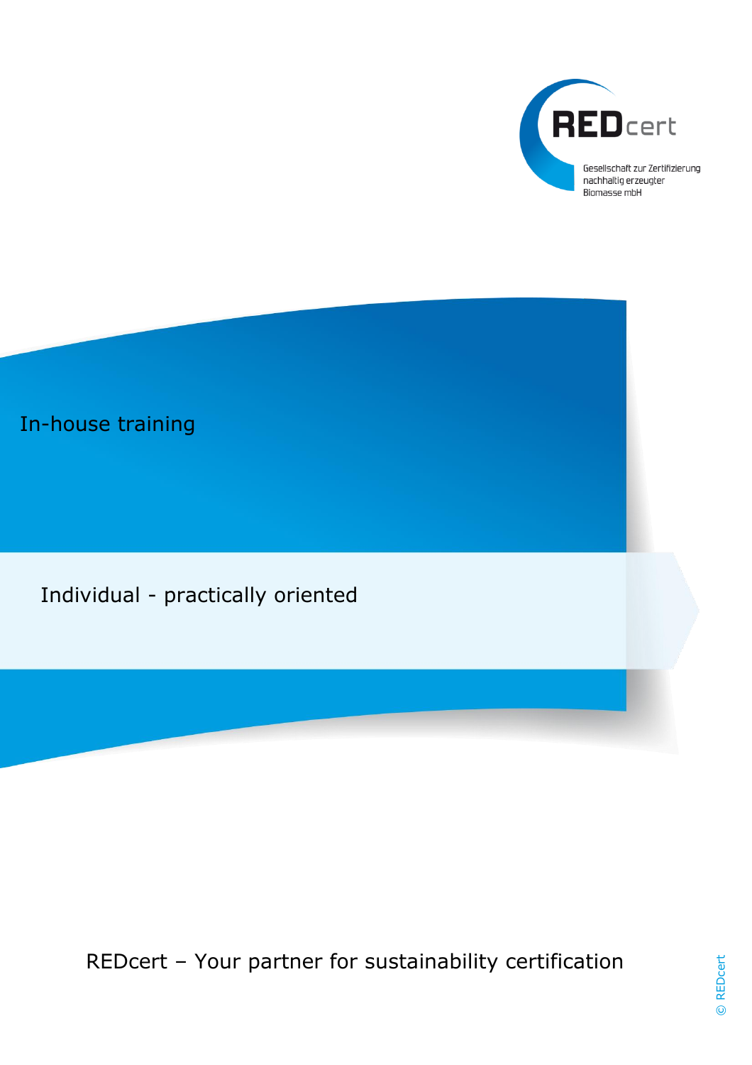REDcert

Gesellschaft zur Zertifizierung nachhaltig erzeugter Biomasse mbH

# In-house training

## Individual - practically oriented

REDcert – Your partner for sustainability certification

© REDcert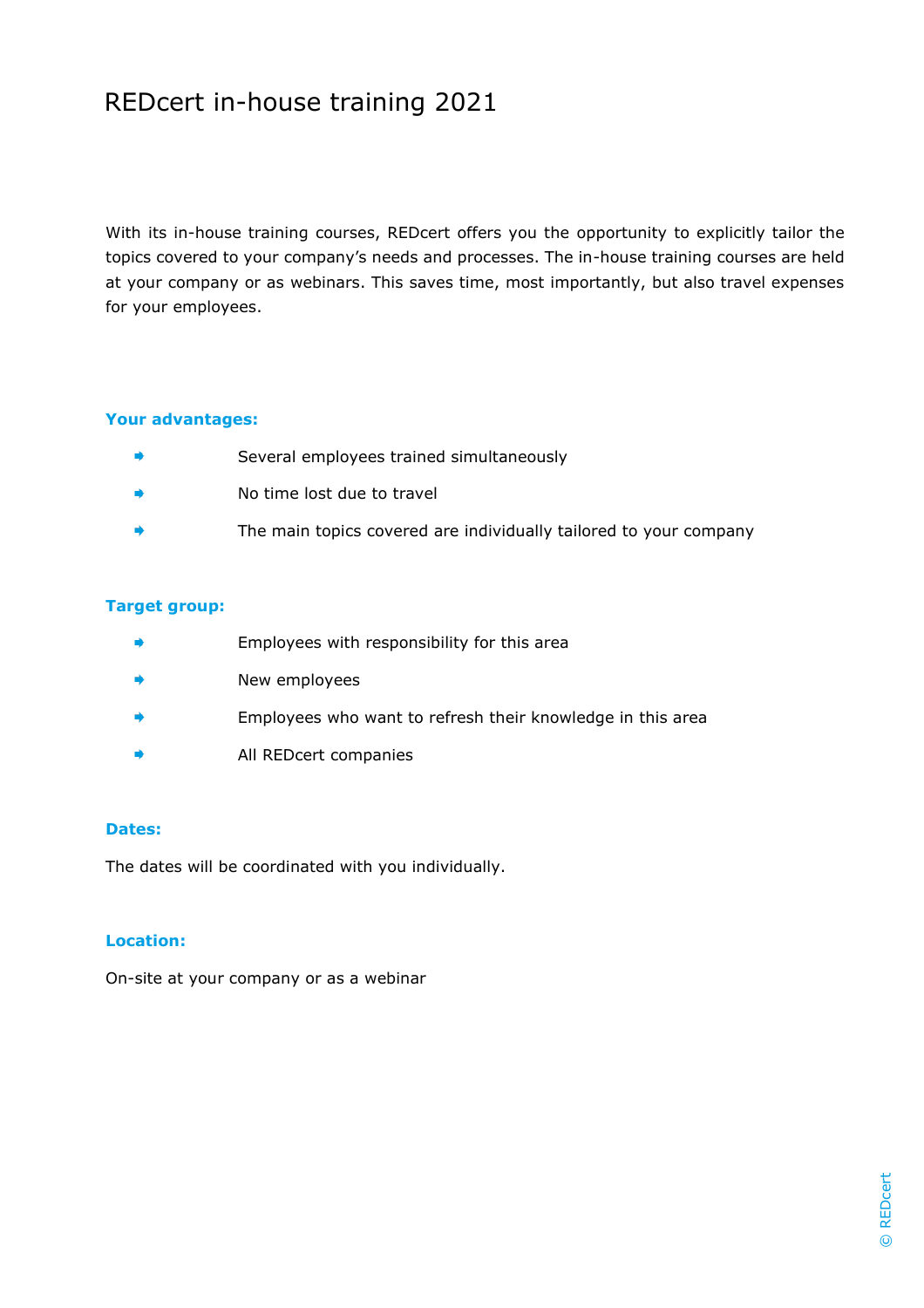# REDcert in-house training 2021

With its in-house training courses, REDcert offers you the opportunity to explicitly tailor the topics covered to your company's needs and processes. The in-house training courses are held at your company or as webinars. This saves time, most importantly, but also travel expenses for your employees.

**Your advantages:**

- Several employees trained simultaneously
- No time lost due to travel
- The main topics covered are individually tailored to your company

**Target group:**

- Employees with responsibility for this area
- New employees
- Employees who want to refresh their knowledge in this area
- All REDcert companies

**Dates:**

The dates will be coordinated with you individually.

**Location:**

On-site at your company or as a webinar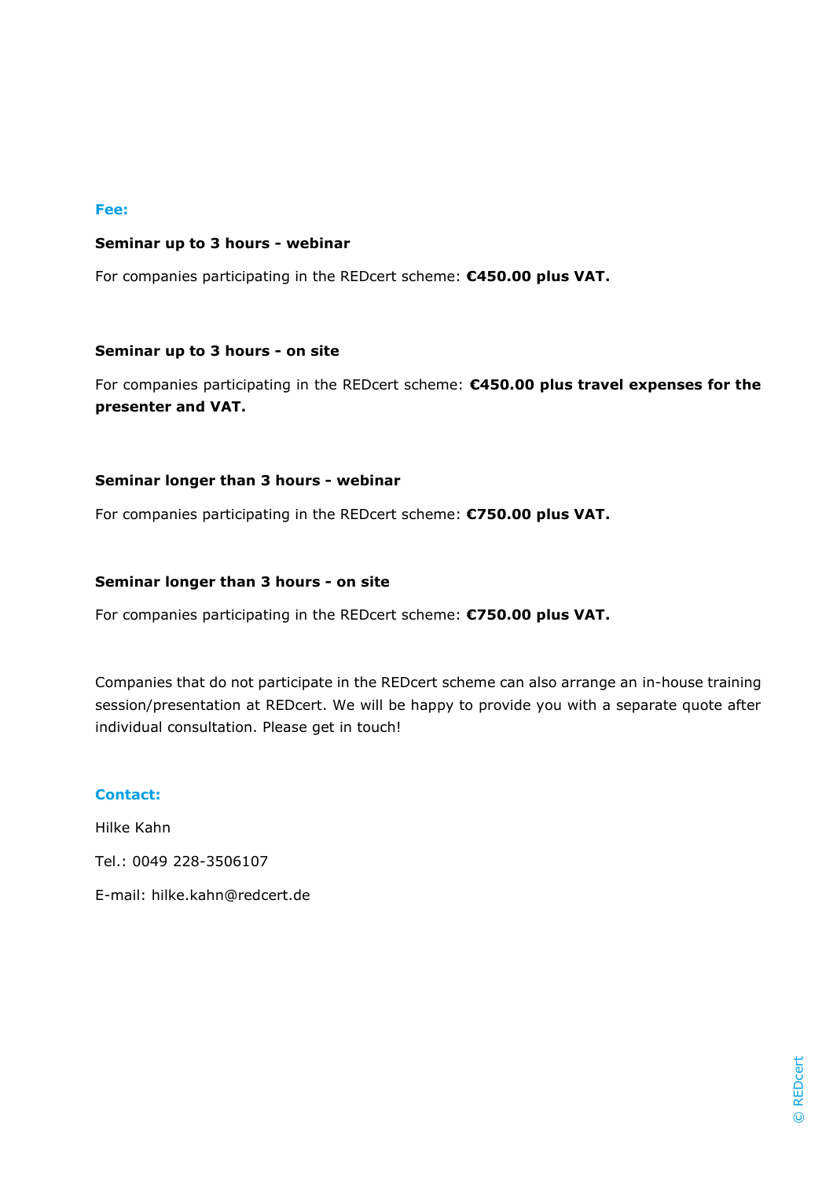## Fee:

**Seminar up to 3 hours - webinar**

For companies participating in the REDcert scheme: **€450.00 plus VAT.**

**Seminar up to 3 hours - on site**

For companies participating in the REDcert scheme: **€450.00 plus travel expenses for the presenter and VAT.**

**Seminar longer than 3 hours - webinar**

For companies participating in the REDcert scheme: **€750.00 plus VAT.**

**Seminar longer than 3 hours - on site**

For companies participating in the REDcert scheme: **€750.00 plus VAT.**

Companies that do not participate in the REDcert scheme can also arrange an in-house training session/presentation at REDcert. We will be happy to provide you with a separate quote after individual consultation. Please get in touch!

## Contact:

Hilke Kahn

Tel.: 0049 228-3506107

E-mail: hilke.kahn@redcert.de